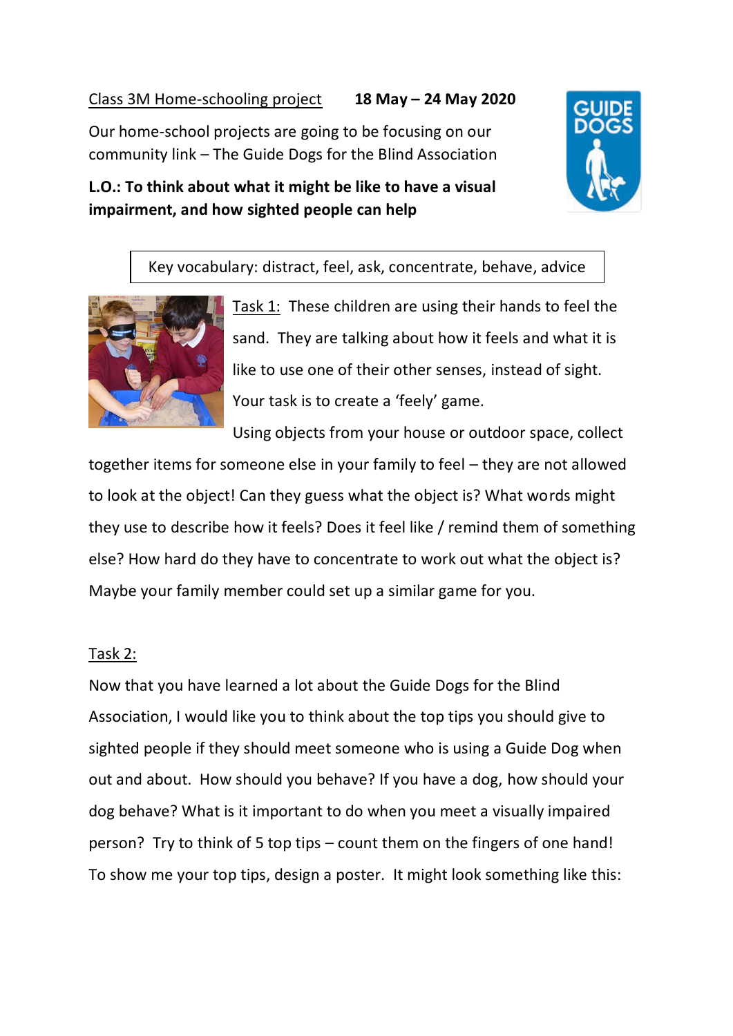Class 3M Home-schooling project **18 May – 24 May 2020**

Our home-school projects are going to be focusing on our community link – The Guide Dogs for the Blind Association

**L.O.: To think about what it might be like to have a visual impairment, and how sighted people can help**

Key vocabulary: distract, feel, ask, concentrate, behave, advice

Task 1: These children are using their hands to feel the sand. They are talking about how it feels and what it is like to use one of their other senses, instead of sight. Your task is to create a 'feely' game. Using objects from your house or outdoor space, collect together items for someone else in your family to feel – they are not allowed to look at the object! Can they guess what the object is? What words might they use to describe how it feels? Does it feel like / remind them of something else? How hard do they have to concentrate to work out what the object is? Maybe your family member could set up a similar game for you.

Task 2:

Now that you have learned a lot about the Guide Dogs for the Blind Association, I would like you to think about the top tips you should give to sighted people if they should meet someone who is using a Guide Dog when out and about. How should you behave? If you have a dog, how should your dog behave? What is it important to do when you meet a visually impaired person? Try to think of 5 top tips – count them on the fingers of one hand! To show me your top tips, design a poster. It might look something like this: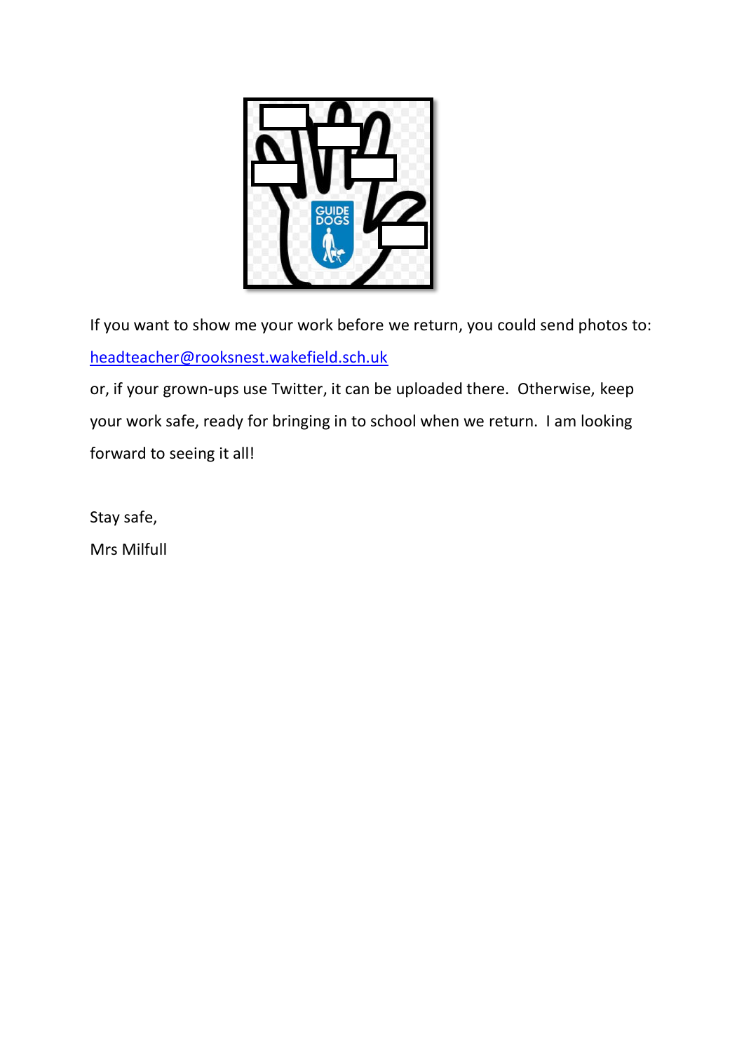If you want to show me your work before we return, you could send photos to:

headteacher@rooksnest.wakefield.sch.uk

or, if your grown-ups use Twitter, it can be uploaded there. Otherwise, keep your work safe, ready for bringing in to school when we return. I am looking forward to seeing it all!

Stay safe,

Mrs Milfull